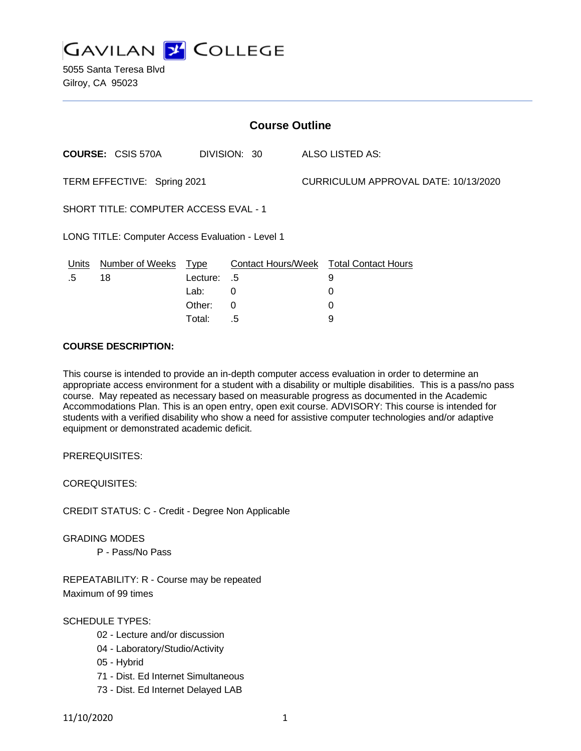# GAVILAN COLLEGE

5055 Santa Teresa Blvd
Gilroy, CA 95023

## Course Outline

**COURSE:** CSIS 570A DIVISION: 30 ALSO LISTED AS:

TERM EFFECTIVE: Spring 2021 CURRICULUM APPROVAL DATE: 10/13/2020

SHORT TITLE: COMPUTER ACCESS EVAL - 1

LONG TITLE: Computer Access Evaluation - Level 1

| Units | Number of Weeks | Type | Contact Hours/Week | Total Contact Hours |
|---|---|---|---|---|
| .5 | 18 | Lecture: | .5 | 9 |
| | | Lab: | 0 | 0 |
| | | Other: | 0 | 0 |
| | | Total: | .5 | 9 |

**COURSE DESCRIPTION:**

This course is intended to provide an in-depth computer access evaluation in order to determine an appropriate access environment for a student with a disability or multiple disabilities. This is a pass/no pass course. May repeated as necessary based on measurable progress as documented in the Academic Accommodations Plan. This is an open entry, open exit course. ADVISORY: This course is intended for students with a verified disability who show a need for assistive computer technologies and/or adaptive equipment or demonstrated academic deficit.

PREREQUISITES:

COREQUISITES:

CREDIT STATUS: C - Credit - Degree Non Applicable

GRADING MODES

P - Pass/No Pass

REPEATABILITY: R - Course may be repeated
Maximum of 99 times

SCHEDULE TYPES:

- 02 - Lecture and/or discussion
- 04 - Laboratory/Studio/Activity
- 05 - Hybrid
- 71 - Dist. Ed Internet Simultaneous
- 73 - Dist. Ed Internet Delayed LAB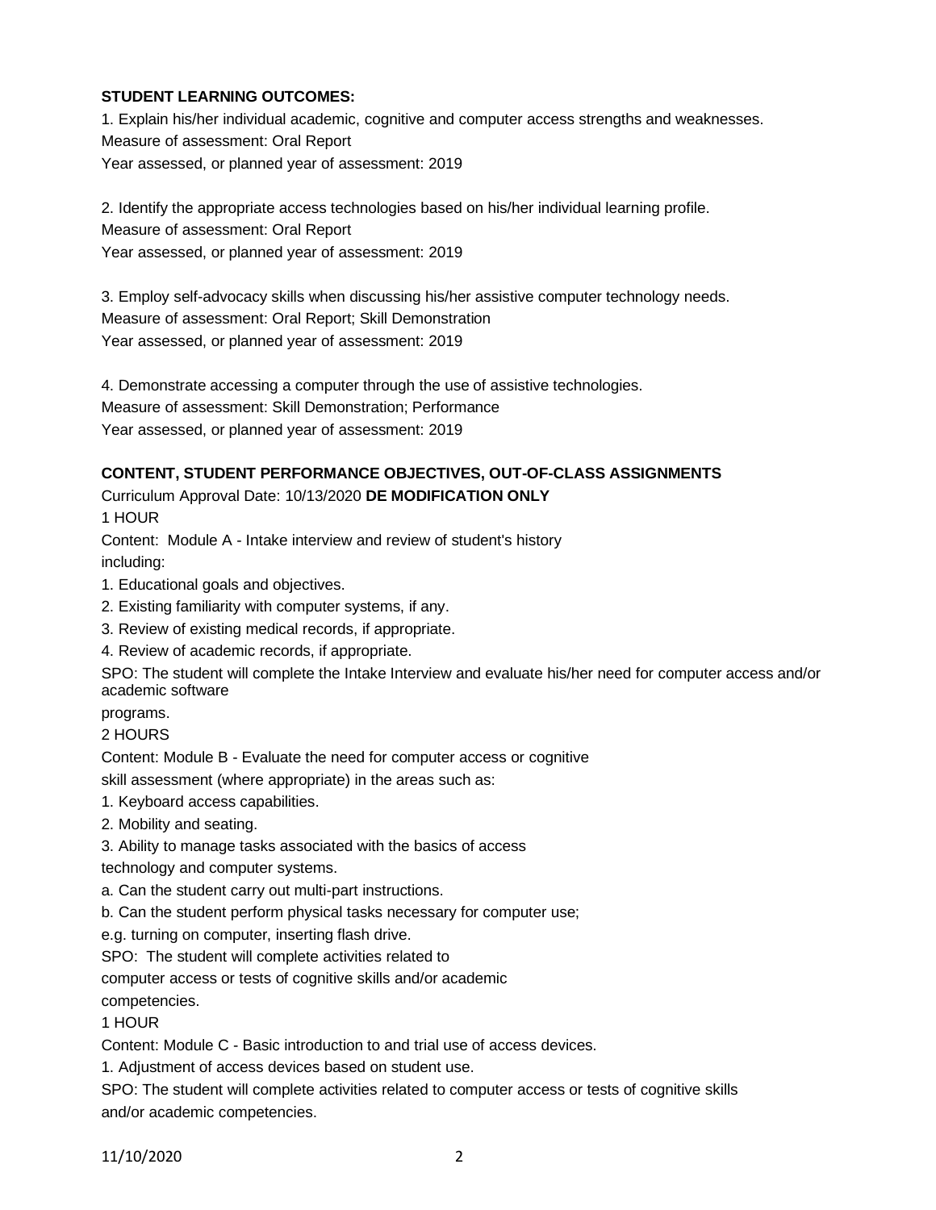**STUDENT LEARNING OUTCOMES:**

1. Explain his/her individual academic, cognitive and computer access strengths and weaknesses.
Measure of assessment: Oral Report
Year assessed, or planned year of assessment: 2019

2. Identify the appropriate access technologies based on his/her individual learning profile.
Measure of assessment: Oral Report
Year assessed, or planned year of assessment: 2019

3. Employ self-advocacy skills when discussing his/her assistive computer technology needs.
Measure of assessment: Oral Report; Skill Demonstration
Year assessed, or planned year of assessment: 2019

4. Demonstrate accessing a computer through the use of assistive technologies.
Measure of assessment: Skill Demonstration; Performance
Year assessed, or planned year of assessment: 2019

**CONTENT, STUDENT PERFORMANCE OBJECTIVES, OUT-OF-CLASS ASSIGNMENTS**

Curriculum Approval Date: 10/13/2020 **DE MODIFICATION ONLY**

1 HOUR

Content: Module A - Intake interview and review of student's history
including:

1. Educational goals and objectives.
2. Existing familiarity with computer systems, if any.
3. Review of existing medical records, if appropriate.
4. Review of academic records, if appropriate.

SPO: The student will complete the Intake Interview and evaluate his/her need for computer access and/or academic software
programs.

2 HOURS

Content: Module B - Evaluate the need for computer access or cognitive
skill assessment (where appropriate) in the areas such as:

1. Keyboard access capabilities.
2. Mobility and seating.
3. Ability to manage tasks associated with the basics of access
technology and computer systems.
a. Can the student carry out multi-part instructions.
b. Can the student perform physical tasks necessary for computer use;
e.g. turning on computer, inserting flash drive.

SPO: The student will complete activities related to
computer access or tests of cognitive skills and/or academic
competencies.

1 HOUR

Content: Module C - Basic introduction to and trial use of access devices.

1. Adjustment of access devices based on student use.

SPO: The student will complete activities related to computer access or tests of cognitive skills
and/or academic competencies.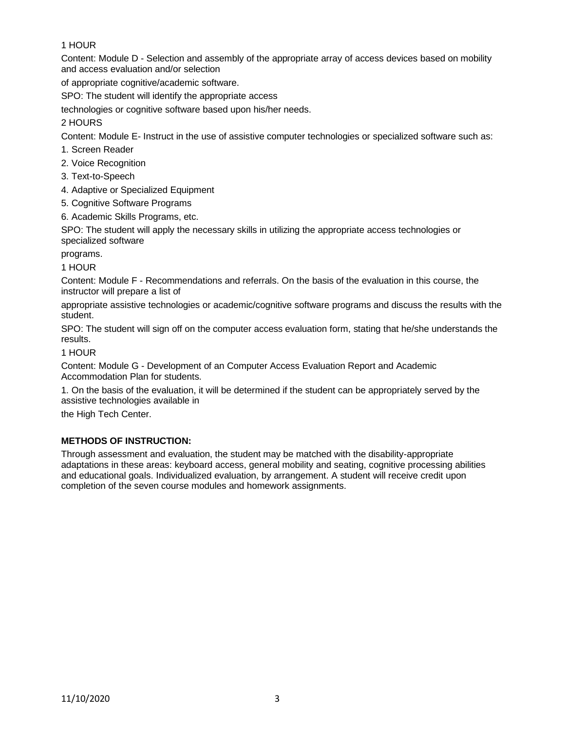1 HOUR

Content: Module D - Selection and assembly of the appropriate array of access devices based on mobility and access evaluation and/or selection

of appropriate cognitive/academic software.

SPO: The student will identify the appropriate access

technologies or cognitive software based upon his/her needs.

2 HOURS

Content: Module E- Instruct in the use of assistive computer technologies or specialized software such as:

1. Screen Reader
2. Voice Recognition
3. Text-to-Speech
4. Adaptive or Specialized Equipment
5. Cognitive Software Programs
6. Academic Skills Programs, etc.

SPO: The student will apply the necessary skills in utilizing the appropriate access technologies or specialized software

programs.

1 HOUR

Content: Module F - Recommendations and referrals. On the basis of the evaluation in this course, the instructor will prepare a list of

appropriate assistive technologies or academic/cognitive software programs and discuss the results with the student.

SPO: The student will sign off on the computer access evaluation form, stating that he/she understands the results.

1 HOUR

Content: Module G - Development of an Computer Access Evaluation Report and Academic Accommodation Plan for students.

1. On the basis of the evaluation, it will be determined if the student can be appropriately served by the assistive technologies available in

the High Tech Center.

**METHODS OF INSTRUCTION:**

Through assessment and evaluation, the student may be matched with the disability-appropriate adaptations in these areas: keyboard access, general mobility and seating, cognitive processing abilities and educational goals. Individualized evaluation, by arrangement. A student will receive credit upon completion of the seven course modules and homework assignments.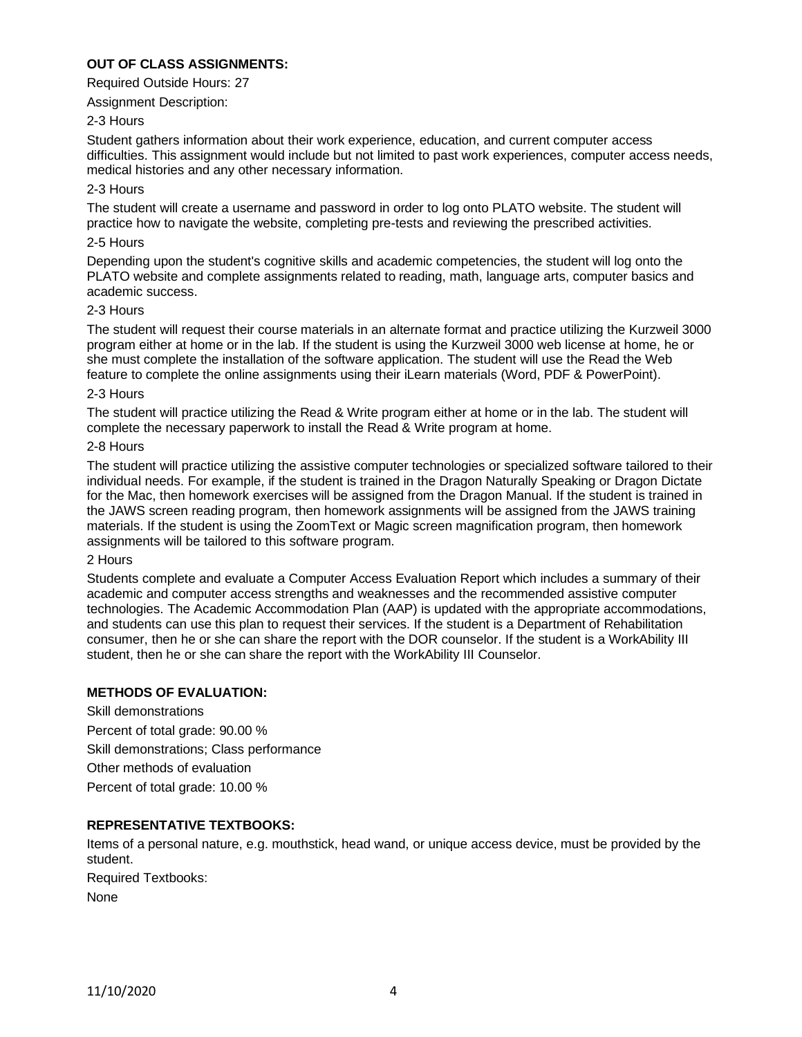**OUT OF CLASS ASSIGNMENTS:**

Required Outside Hours: 27

Assignment Description:

2-3 Hours

Student gathers information about their work experience, education, and current computer access difficulties. This assignment would include but not limited to past work experiences, computer access needs, medical histories and any other necessary information.

2-3 Hours

The student will create a username and password in order to log onto PLATO website. The student will practice how to navigate the website, completing pre-tests and reviewing the prescribed activities.

2-5 Hours

Depending upon the student's cognitive skills and academic competencies, the student will log onto the PLATO website and complete assignments related to reading, math, language arts, computer basics and academic success.

2-3 Hours

The student will request their course materials in an alternate format and practice utilizing the Kurzweil 3000 program either at home or in the lab. If the student is using the Kurzweil 3000 web license at home, he or she must complete the installation of the software application. The student will use the Read the Web feature to complete the online assignments using their iLearn materials (Word, PDF & PowerPoint).

2-3 Hours

The student will practice utilizing the Read & Write program either at home or in the lab. The student will complete the necessary paperwork to install the Read & Write program at home.

2-8 Hours

The student will practice utilizing the assistive computer technologies or specialized software tailored to their individual needs. For example, if the student is trained in the Dragon Naturally Speaking or Dragon Dictate for the Mac, then homework exercises will be assigned from the Dragon Manual. If the student is trained in the JAWS screen reading program, then homework assignments will be assigned from the JAWS training materials. If the student is using the ZoomText or Magic screen magnification program, then homework assignments will be tailored to this software program.

2 Hours

Students complete and evaluate a Computer Access Evaluation Report which includes a summary of their academic and computer access strengths and weaknesses and the recommended assistive computer technologies. The Academic Accommodation Plan (AAP) is updated with the appropriate accommodations, and students can use this plan to request their services. If the student is a Department of Rehabilitation consumer, then he or she can share the report with the DOR counselor. If the student is a WorkAbility III student, then he or she can share the report with the WorkAbility III Counselor.

**METHODS OF EVALUATION:**

Skill demonstrations

Percent of total grade: 90.00 %

Skill demonstrations; Class performance

Other methods of evaluation

Percent of total grade: 10.00 %

**REPRESENTATIVE TEXTBOOKS:**

Items of a personal nature, e.g. mouthstick, head wand, or unique access device, must be provided by the student.

Required Textbooks:

None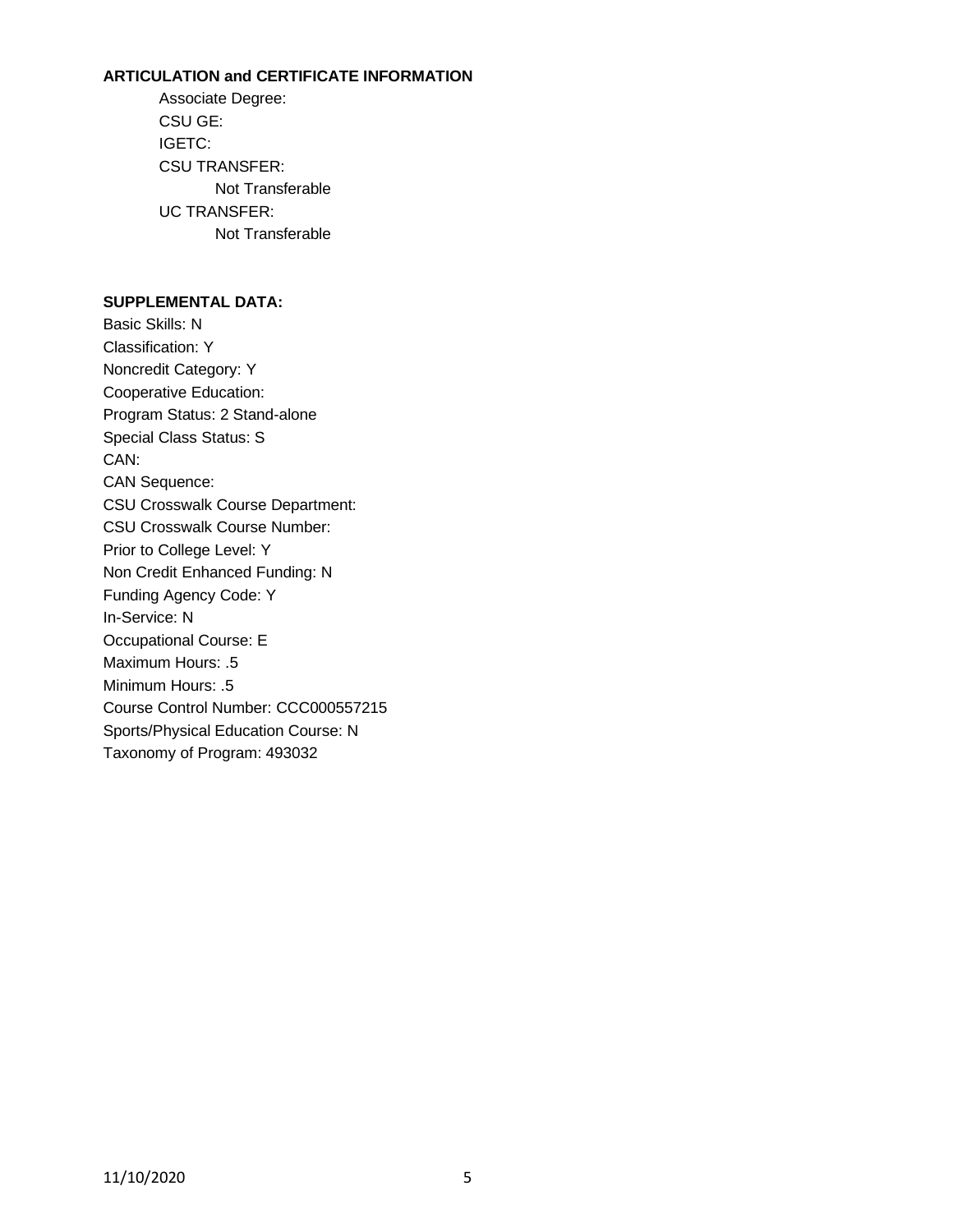**ARTICULATION and CERTIFICATE INFORMATION**

Associate Degree:
CSU GE:
IGETC:
CSU TRANSFER:
    Not Transferable
UC TRANSFER:
    Not Transferable

**SUPPLEMENTAL DATA:**

Basic Skills: N
Classification: Y
Noncredit Category: Y
Cooperative Education:
Program Status: 2 Stand-alone
Special Class Status: S
CAN:
CAN Sequence:
CSU Crosswalk Course Department:
CSU Crosswalk Course Number:
Prior to College Level: Y
Non Credit Enhanced Funding: N
Funding Agency Code: Y
In-Service: N
Occupational Course: E
Maximum Hours: .5
Minimum Hours: .5
Course Control Number: CCC000557215
Sports/Physical Education Course: N
Taxonomy of Program: 493032